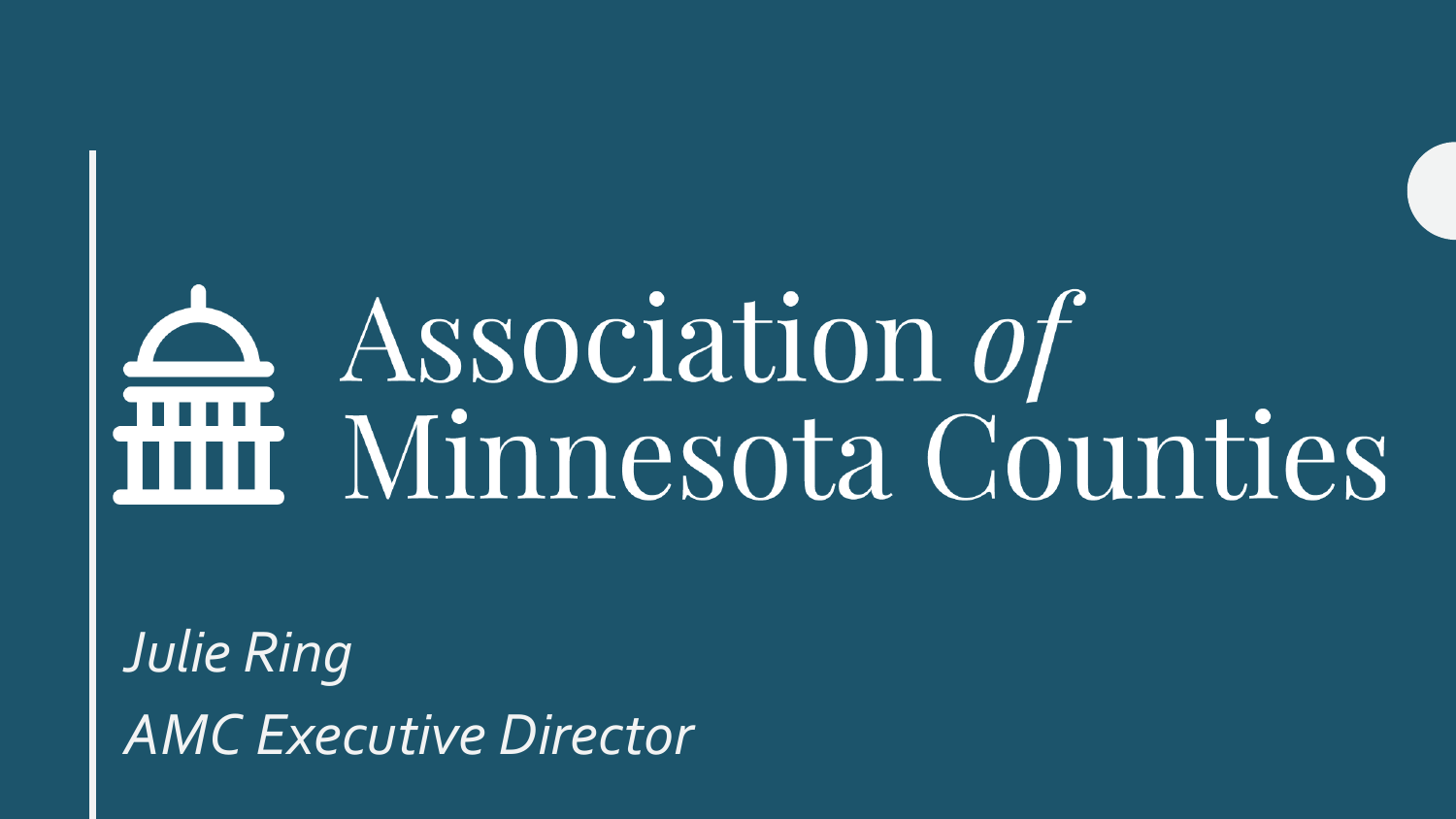# Association *of* Minnesota Counties

*Julie Ring*

*AMC Executive Director*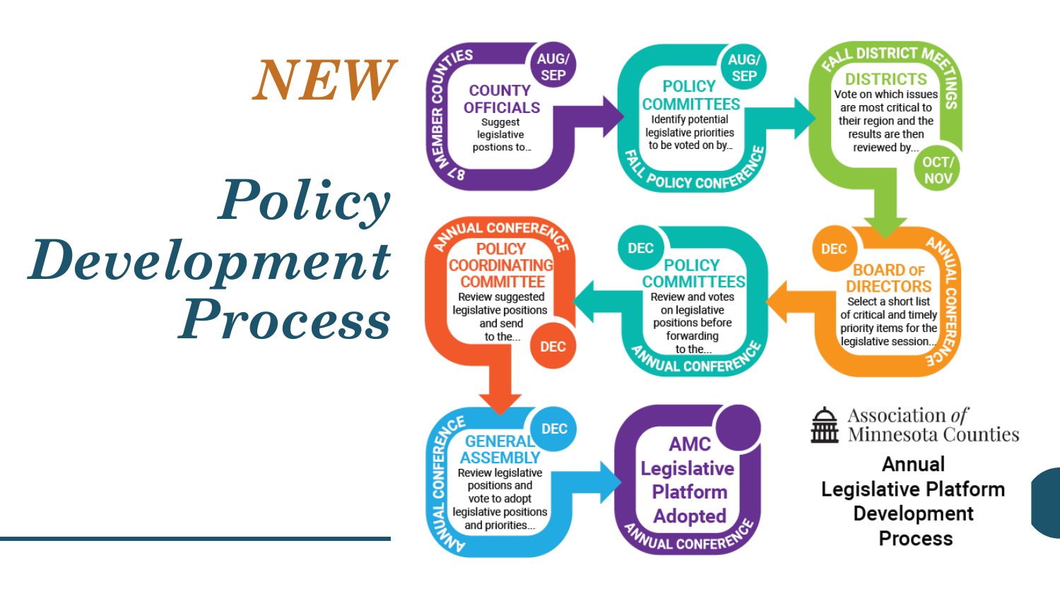# *NEW*

# *Policy Development Process*

**87 MEMBER COUNTIES** — AUG/SEP
**COUNTY OFFICIALS**
Suggest legislative postions to...

**FALL POLICY CONFERENCE** — AUG/SEP
**POLICY COMMITTEES**
Identify potential legislative priorities to be voted on by...

**FALL DISTRICT MEETINGS** — OCT/NOV
**DISTRICTS**
Vote on which issues are most critical to their region and the results are then reviewed by...

**ANNUAL CONFERENCE** — DEC
**BOARD OF DIRECTORS**
Select a short list of critical and timely priority items for the legislative session...

**ANNUAL CONFERENCE** — DEC
**POLICY COMMITTEES**
Review and votes on legislative positions before forwarding to the...

**ANNUAL CONFERENCE** — DEC
**POLICY COORDINATING COMMITTEE**
Review suggested legislative positions and send to the...

**ANNUAL CONFERENCE** — DEC
**GENERAL ASSEMBLY**
Review legislative positions and vote to adopt legislative positions and priorities...

**ANNUAL CONFERENCE**
**AMC Legislative Platform Adopted**

Association *of* Minnesota Counties

**Annual Legislative Platform Development Process**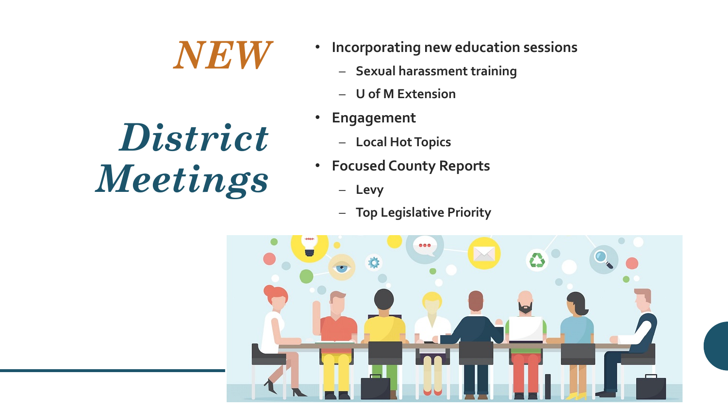# *NEW*

# *District Meetings*

- Incorporating new education sessions
  - Sexual harassment training
  - U of M Extension
- Engagement
  - Local Hot Topics
- Focused County Reports
  - Levy
  - Top Legislative Priority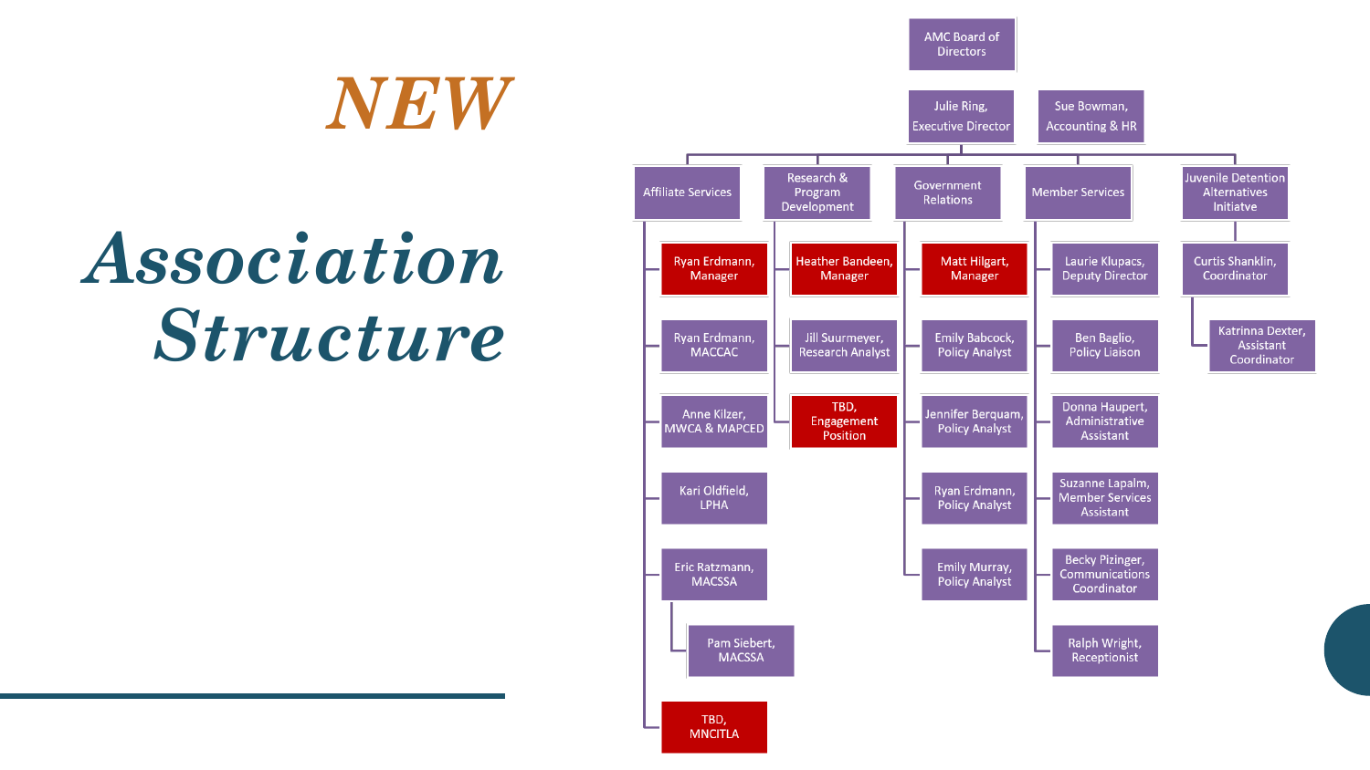# *NEW*

# *Association Structure*

- AMC Board of Directors
  - Julie Ring, Executive Director
  - Sue Bowman, Accounting & HR
    - **Affiliate Services**
      - Ryan Erdmann, Manager
      - Ryan Erdmann, MACCAC
      - Anne Kilzer, MWCA & MAPCED
      - Kari Oldfield, LPHA
      - Eric Ratzmann, MACSSA
        - Pam Siebert, MACSSA
      - TBD, MNCITLA
    - **Research & Program Development**
      - Heather Bandeen, Manager
      - Jill Suurmeyer, Research Analyst
      - TBD, Engagement Position
    - **Government Relations**
      - Matt Hilgart, Manager
      - Emily Babcock, Policy Analyst
      - Jennifer Berquam, Policy Analyst
      - Ryan Erdmann, Policy Analyst
      - Emily Murray, Policy Analyst
    - **Member Services**
      - Laurie Klupacs, Deputy Director
      - Ben Baglio, Policy Liaison
      - Donna Haupert, Administrative Assistant
      - Suzanne Lapalm, Member Services Assistant
      - Becky Pizinger, Communications Coordinator
      - Ralph Wright, Receptionist
    - **Juvenile Detention Alternatives Initiatve**
      - Curtis Shanklin, Coordinator
        - Katrinna Dexter, Assistant Coordinator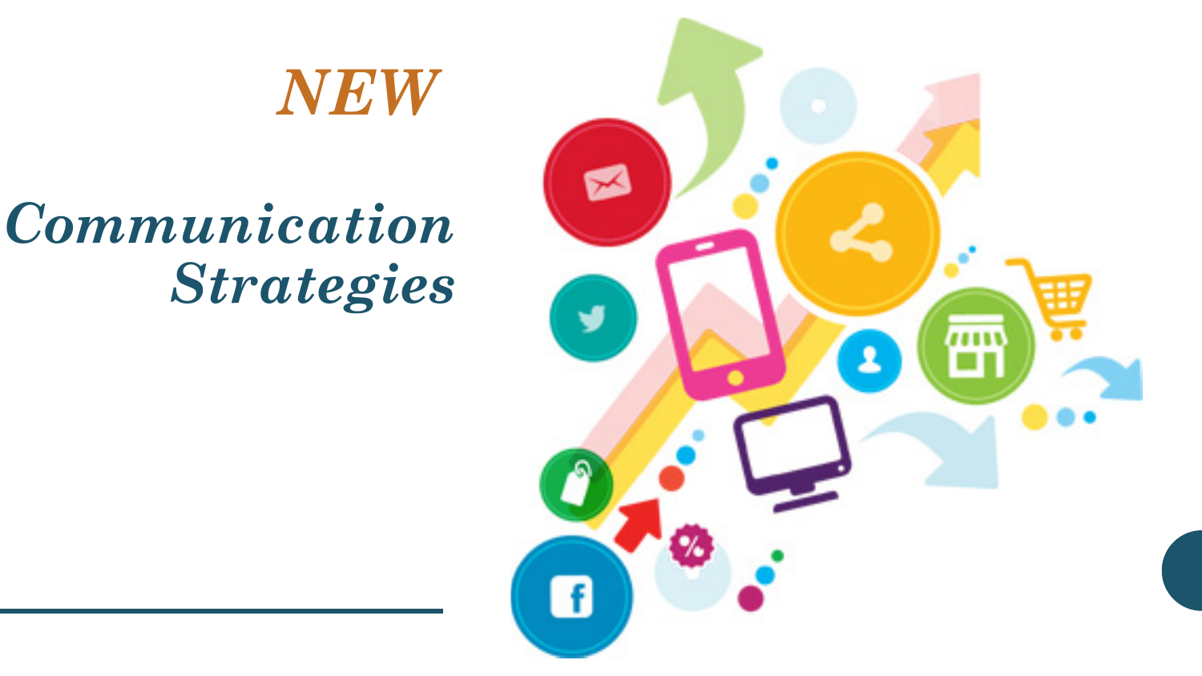# *NEW*

## *Communication Strategies*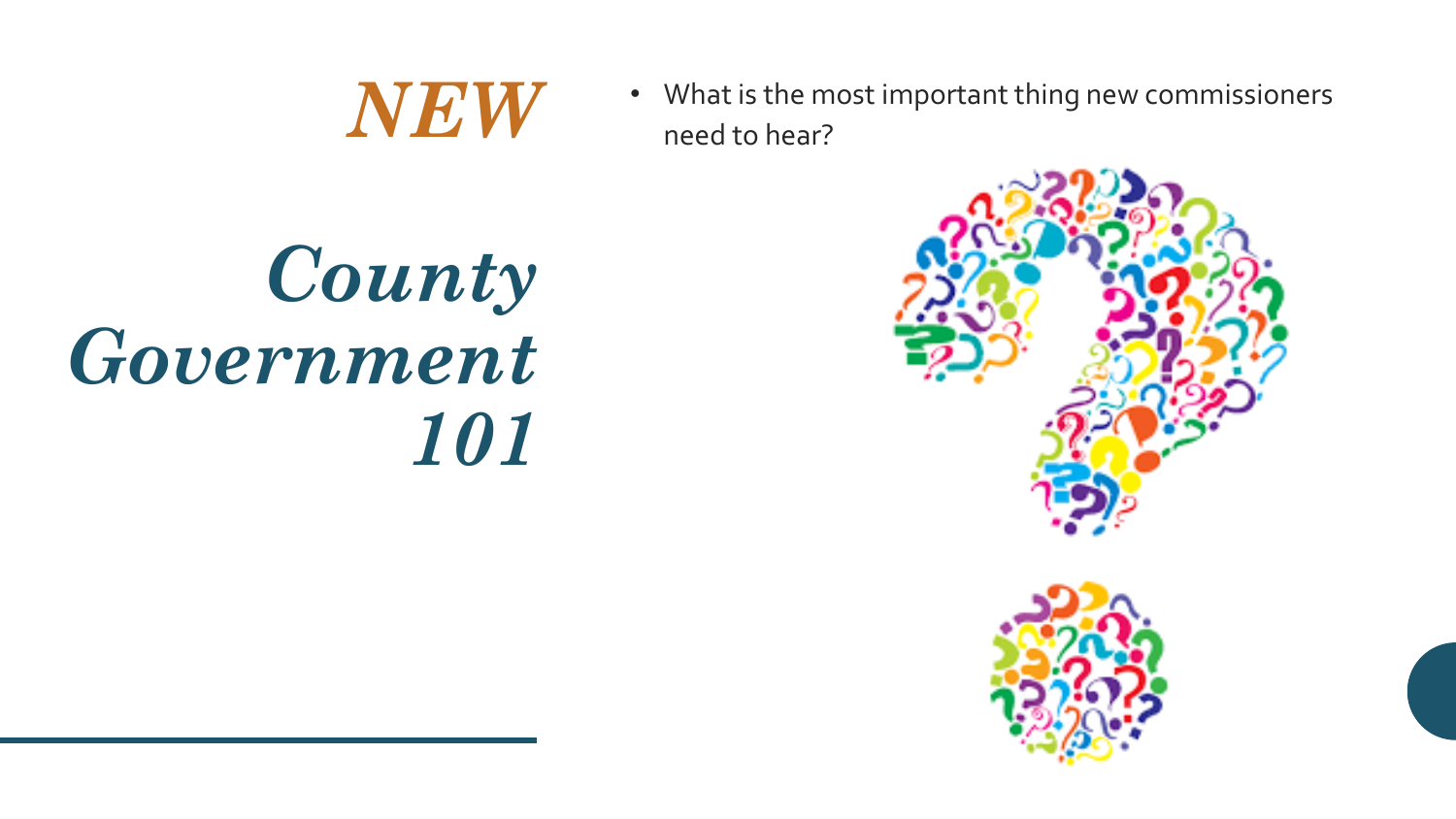# *NEW*

# *County Government 101*

- What is the most important thing new commissioners need to hear?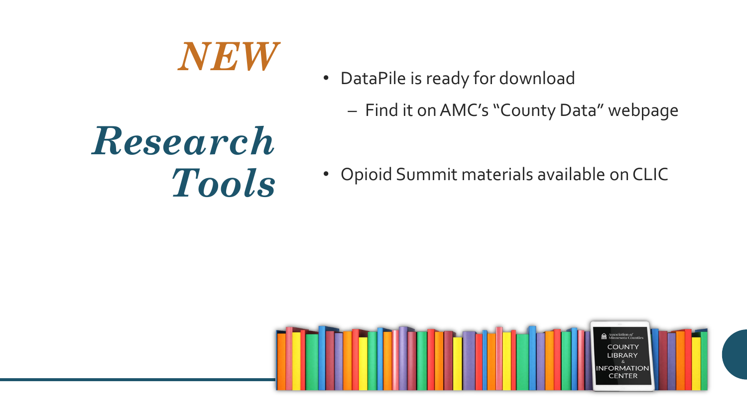# *NEW*

# *Research Tools*

- DataPile is ready for download
  - Find it on AMC's "County Data" webpage
- Opioid Summit materials available on CLIC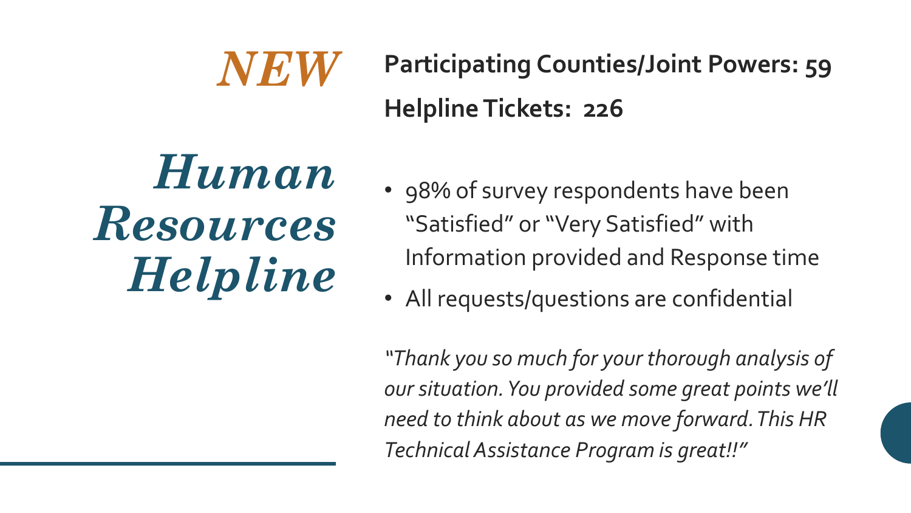# *NEW*

# *Human Resources Helpline*

**Participating Counties/Joint Powers: 59**

**Helpline Tickets: 226**

- 98% of survey respondents have been "Satisfied" or "Very Satisfied" with Information provided and Response time
- All requests/questions are confidential

*"Thank you so much for your thorough analysis of our situation. You provided some great points we'll need to think about as we move forward. This HR Technical Assistance Program is great!!"*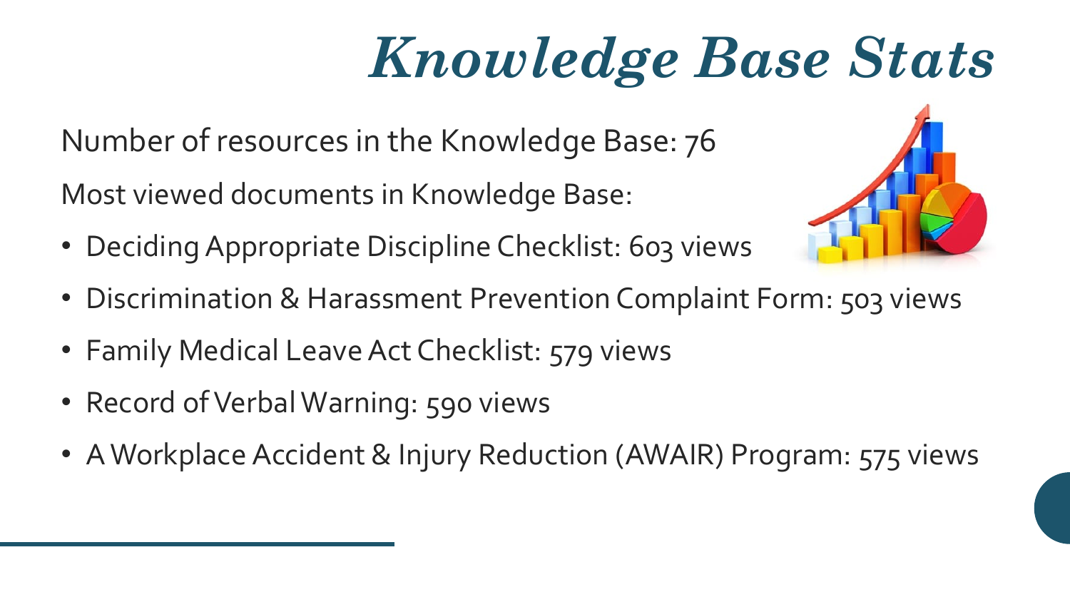# *Knowledge Base Stats*

Number of resources in the Knowledge Base: 76

Most viewed documents in Knowledge Base:

- Deciding Appropriate Discipline Checklist: 603 views
- Discrimination & Harassment Prevention Complaint Form: 503 views
- Family Medical Leave Act Checklist: 579 views
- Record of Verbal Warning: 590 views
- A Workplace Accident & Injury Reduction (AWAIR) Program: 575 views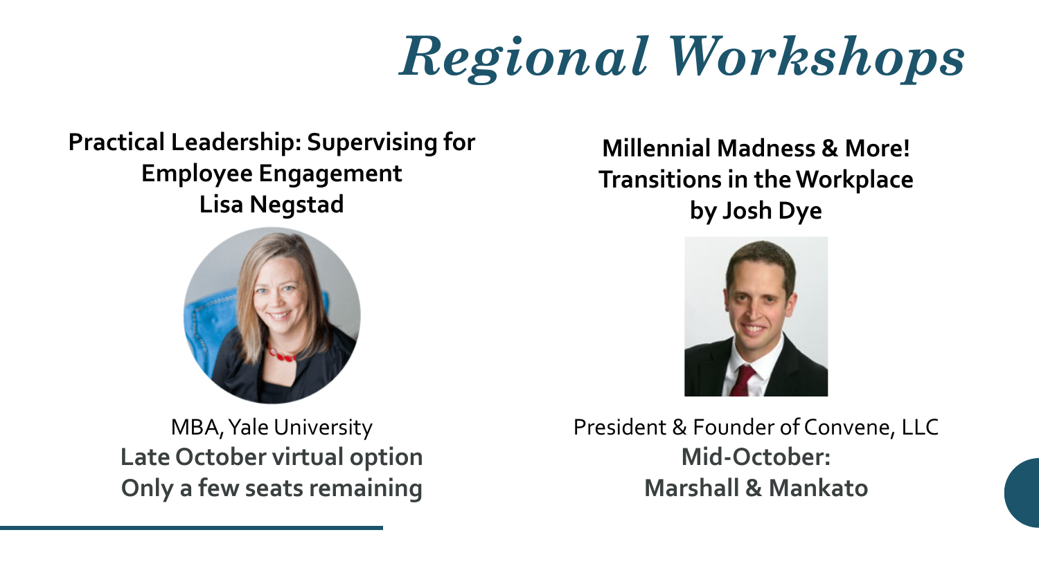# *Regional Workshops*

**Practical Leadership: Supervising for Employee Engagement**
**Lisa Negstad**

MBA, Yale University
**Late October virtual option**
**Only a few seats remaining**

**Millennial Madness & More! Transitions in the Workplace**
**by Josh Dye**

President & Founder of Convene, LLC
**Mid-October:**
**Marshall & Mankato**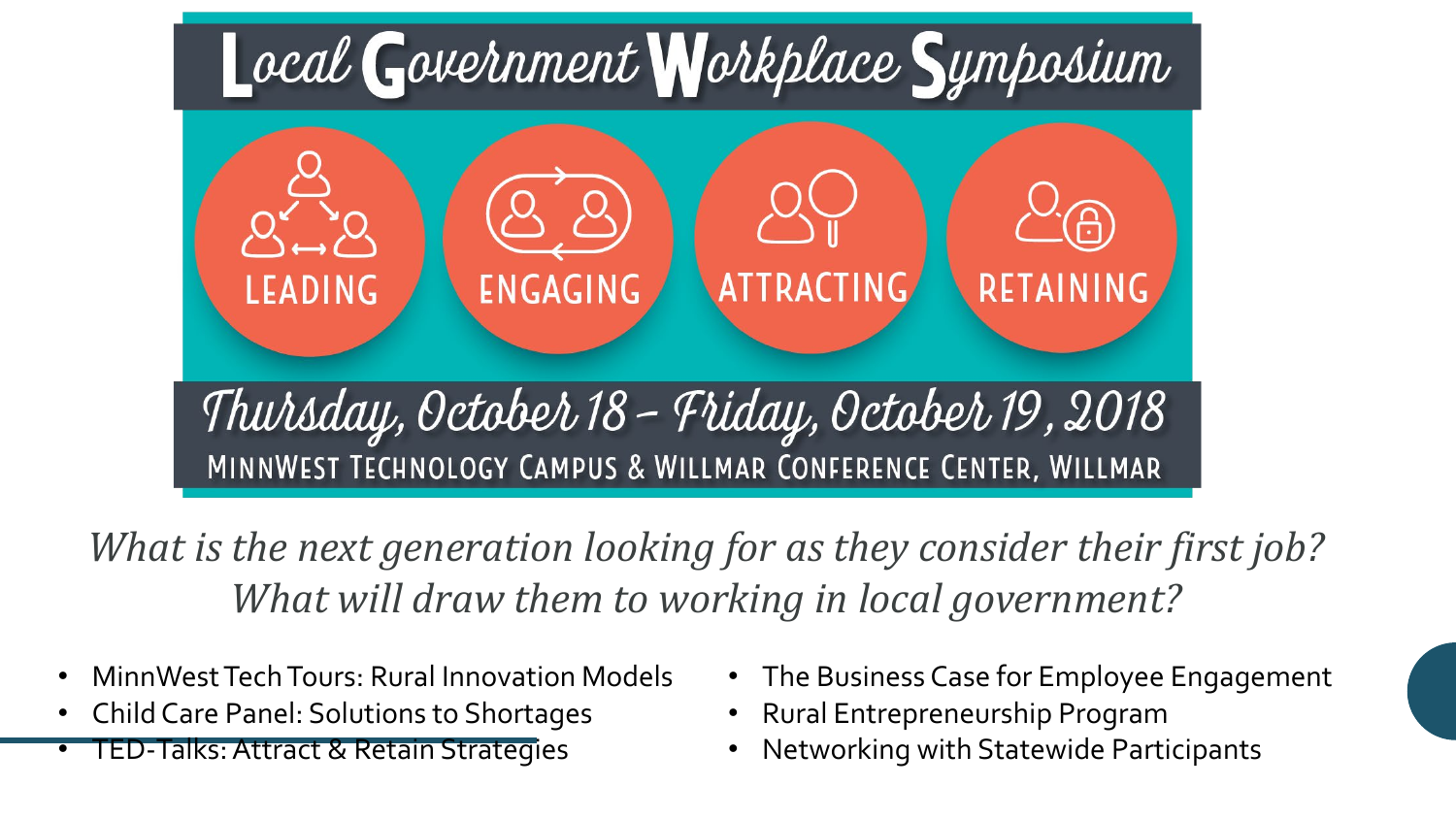# Local Government Workplace Symposium

LEADING · ENGAGING · ATTRACTING · RETAINING

## Thursday, October 18 – Friday, October 19, 2018

MINNWEST TECHNOLOGY CAMPUS & WILLMAR CONFERENCE CENTER, WILLMAR

*What is the next generation looking for as they consider their first job? What will draw them to working in local government?*

- MinnWest Tech Tours: Rural Innovation Models
- Child Care Panel: Solutions to Shortages
- TED-Talks: Attract & Retain Strategies
- The Business Case for Employee Engagement
- Rural Entrepreneurship Program
- Networking with Statewide Participants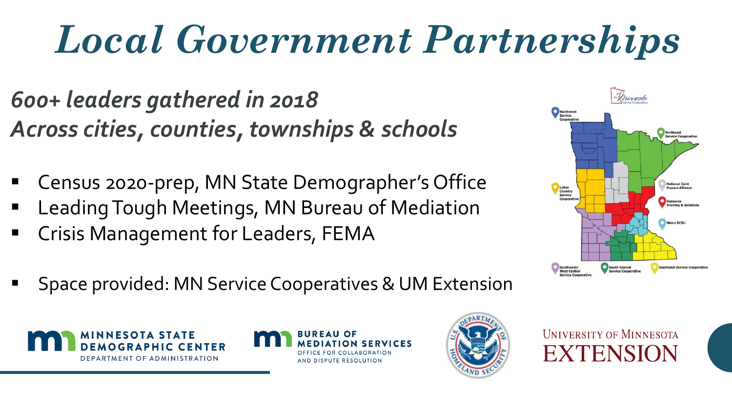# *Local Government Partnerships*

***600+ leaders gathered in 2018***
***Across cities, counties, townships & schools***

- Census 2020-prep, MN State Demographer's Office
- Leading Tough Meetings, MN Bureau of Mediation
- Crisis Management for Leaders, FEMA

- Space provided: MN Service Cooperatives & UM Extension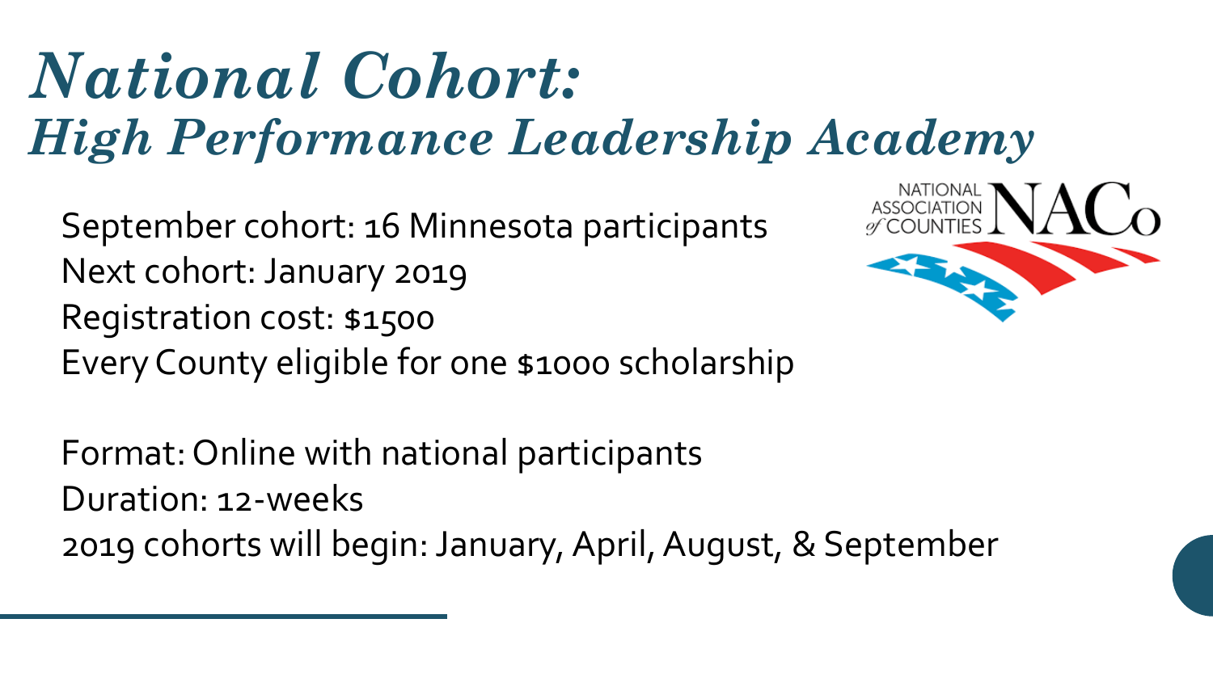# *National Cohort:*
## *High Performance Leadership Academy*

September cohort: 16 Minnesota participants
Next cohort: January 2019
Registration cost: $1500
Every County eligible for one $1000 scholarship

NATIONAL ASSOCIATION of COUNTIES NACo

Format: Online with national participants
Duration: 12-weeks
2019 cohorts will begin: January, April, August, & September